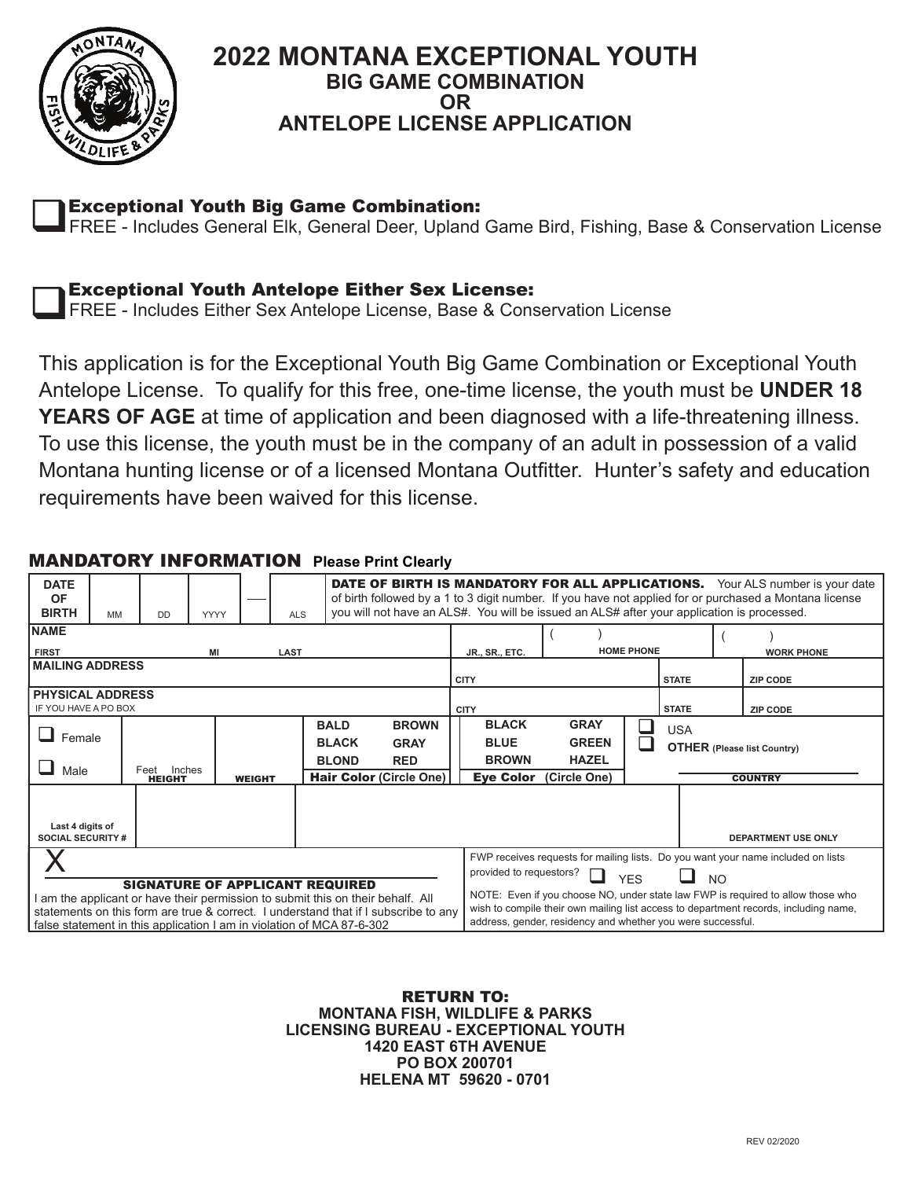# 2022 MONTANA EXCEPTIONAL YOUTH

## BIG GAME COMBINATION
## OR
## ANTELOPE LICENSE APPLICATION

☐ **Exceptional Youth Big Game Combination:**
FREE - Includes General Elk, General Deer, Upland Game Bird, Fishing, Base & Conservation License

☐ **Exceptional Youth Antelope Either Sex License:**
FREE - Includes Either Sex Antelope License, Base & Conservation License

This application is for the Exceptional Youth Big Game Combination or Exceptional Youth Antelope License. To qualify for this free, one-time license, the youth must be **UNDER 18 YEARS OF AGE** at time of application and been diagnosed with a life-threatening illness. To use this license, the youth must be in the company of an adult in possession of a valid Montana hunting license or of a licensed Montana Outfitter. Hunter's safety and education requirements have been waived for this license.

## MANDATORY INFORMATION **Please Print Clearly**

| | | | | |
|---|---|---|---|---|
| **DATE OF BIRTH** MM / DD / YYYY — ALS | **DATE OF BIRTH IS MANDATORY FOR ALL APPLICATIONS.** Your ALS number is your date of birth followed by a 1 to 3 digit number. If you have not applied for or purchased a Montana license you will not have an ALS#. You will be issued an ALS# after your application is processed. | | | |
| **NAME** FIRST / MI / LAST | JR., SR., ETC. | ( ) HOME PHONE | | ( ) WORK PHONE |
| **MAILING ADDRESS** | CITY | | STATE | ZIP CODE |
| **PHYSICAL ADDRESS** IF YOU HAVE A PO BOX | CITY | | STATE | ZIP CODE |
| ☐ Female ☐ Male / HEIGHT Feet Inches / WEIGHT | **Hair Color (Circle One)** BALD BROWN BLACK GRAY BLOND RED | **Eye Color (Circle One)** BLACK GRAY BLUE GREEN BROWN HAZEL | ☐ USA ☐ **OTHER (Please list Country)** | COUNTRY |
| Last 4 digits of SOCIAL SECURITY # | | | | DEPARTMENT USE ONLY |
| X **SIGNATURE OF APPLICANT REQUIRED** I am the applicant or have their permission to submit this on their behalf. All statements on this form are true & correct. I understand that if I subscribe to any false statement in this application I am in violation of MCA 87-6-302 | FWP receives requests for mailing lists. Do you want your name included on lists provided to requestors? ☐ YES ☐ NO NOTE: Even if you choose NO, under state law FWP is required to allow those who wish to compile their own mailing list access to department records, including name, address, gender, residency and whether you were successful. | | | |

**RETURN TO:**
**MONTANA FISH, WILDLIFE & PARKS**
**LICENSING BUREAU - EXCEPTIONAL YOUTH**
**1420 EAST 6TH AVENUE**
**PO BOX 200701**
**HELENA MT 59620 - 0701**

REV 02/2020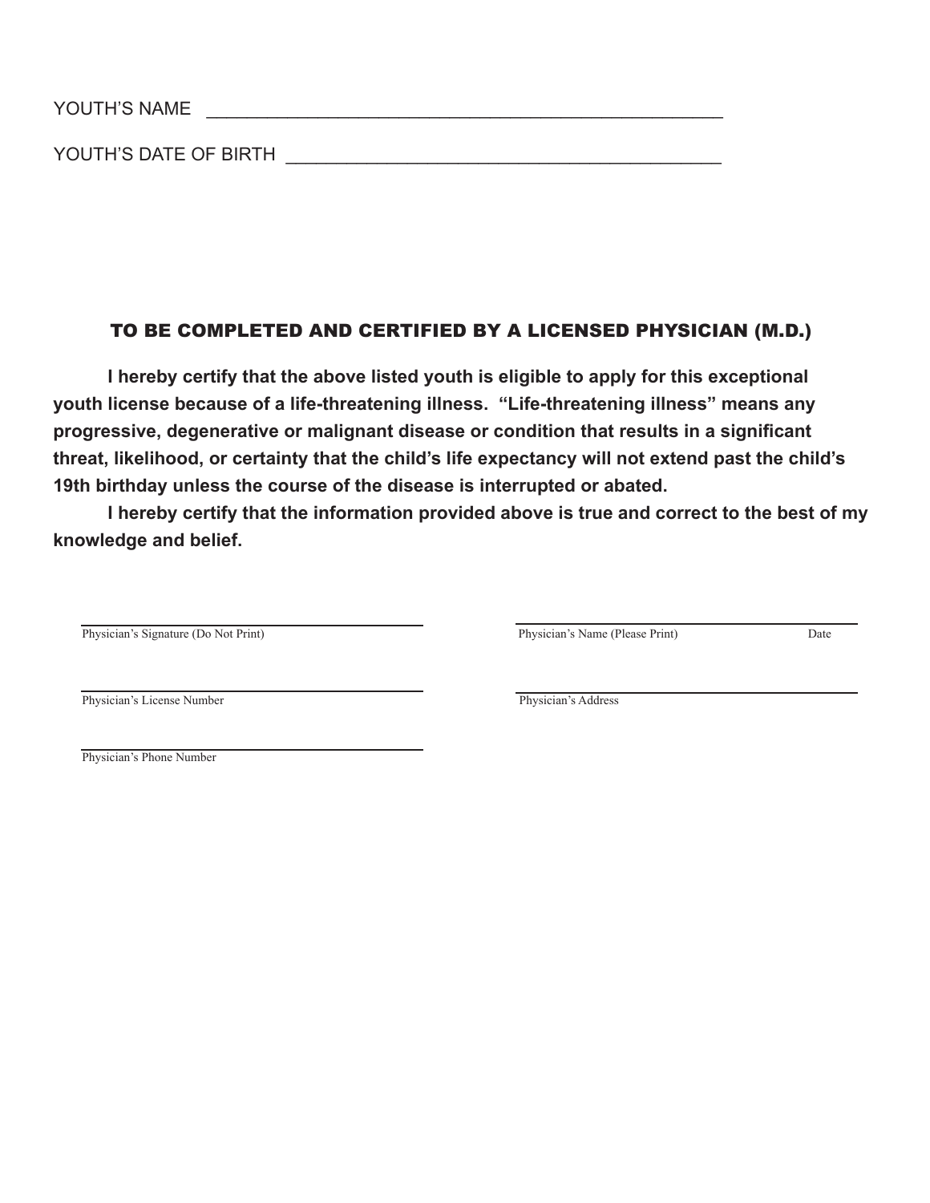YOUTH'S NAME \_\_\_\_\_\_\_\_\_\_\_\_\_\_\_\_\_\_\_\_\_\_\_\_\_\_\_\_\_\_\_\_\_\_\_\_\_\_\_\_\_\_\_\_\_\_\_\_\_\_\_\_

YOUTH'S DATE OF BIRTH \_\_\_\_\_\_\_\_\_\_\_\_\_\_\_\_\_\_\_\_\_\_\_\_\_\_\_\_\_\_\_\_\_\_\_\_\_\_\_\_\_\_\_

## TO BE COMPLETED AND CERTIFIED BY A LICENSED PHYSICIAN (M.D.)

**I hereby certify that the above listed youth is eligible to apply for this exceptional youth license because of a life-threatening illness. "Life-threatening illness" means any progressive, degenerative or malignant disease or condition that results in a significant threat, likelihood, or certainty that the child's life expectancy will not extend past the child's 19th birthday unless the course of the disease is interrupted or abated.**

**I hereby certify that the information provided above is true and correct to the best of my knowledge and belief.**

\_\_\_\_\_\_\_\_\_\_\_\_\_\_\_\_\_\_\_\_\_\_\_\_\_\_\_\_\_\_\_\_\_\_\_\_
Physician's Signature (Do Not Print)

\_\_\_\_\_\_\_\_\_\_\_\_\_\_\_\_\_\_\_\_\_\_\_\_\_\_\_\_\_\_\_\_\_\_\_\_
Physician's Name (Please Print) Date

\_\_\_\_\_\_\_\_\_\_\_\_\_\_\_\_\_\_\_\_\_\_\_\_\_\_\_\_\_\_\_\_\_\_\_\_
Physician's License Number

\_\_\_\_\_\_\_\_\_\_\_\_\_\_\_\_\_\_\_\_\_\_\_\_\_\_\_\_\_\_\_\_\_\_\_\_
Physician's Address

\_\_\_\_\_\_\_\_\_\_\_\_\_\_\_\_\_\_\_\_\_\_\_\_\_\_\_\_\_\_\_\_\_\_\_\_
Physician's Phone Number